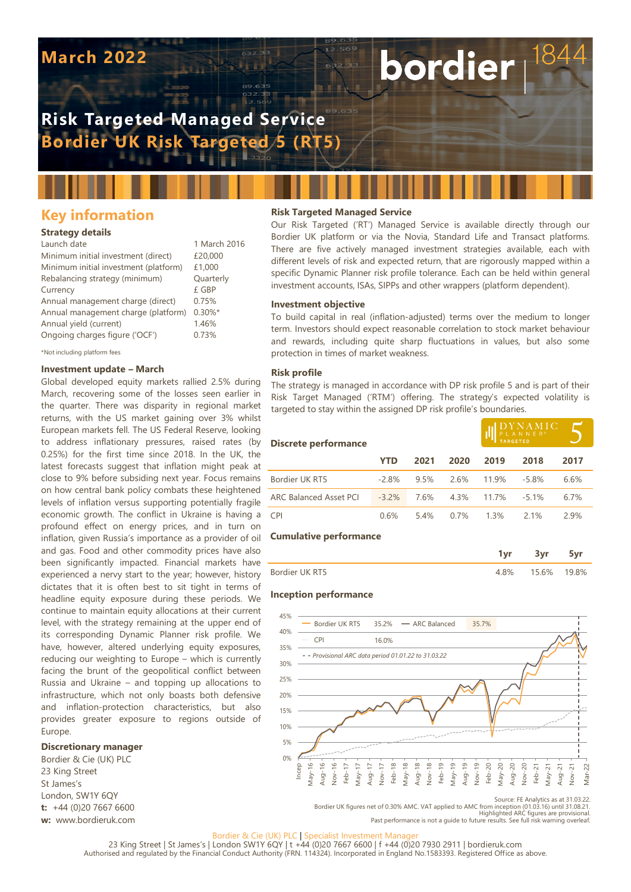# March 2022

# Risk Targeted Managed Service
## Bordier UK Risk Targeted 5 (RT5)

## Key information

### Strategy details

| | |
|---|---|
| Launch date | 1 March 2016 |
| Minimum initial investment (direct) | £20,000 |
| Minimum initial investment (platform) | £1,000 |
| Rebalancing strategy (minimum) | Quarterly |
| Currency | £ GBP |
| Annual management charge (direct) | 0.75% |
| Annual management charge (platform) | 0.30%* |
| Annual yield (current) | 1.46% |
| Ongoing charges figure ('OCF') | 0.73% |

*Not including platform fees

### Investment update – March

Global developed equity markets rallied 2.5% during March, recovering some of the losses seen earlier in the quarter. There was disparity in regional market returns, with the US market gaining over 3% whilst European markets fell. The US Federal Reserve, looking to address inflationary pressures, raised rates (by 0.25%) for the first time since 2018. In the UK, the latest forecasts suggest that inflation might peak at close to 9% before subsiding next year. Focus remains on how central bank policy combats these heightened levels of inflation versus supporting potentially fragile economic growth. The conflict in Ukraine is having a profound effect on energy prices, and in turn on inflation, given Russia's importance as a provider of oil and gas. Food and other commodity prices have also been significantly impacted. Financial markets have experienced a nervy start to the year; however, history dictates that it is often best to sit tight in terms of headline equity exposure during these periods. We continue to maintain equity allocations at their current level, with the strategy remaining at the upper end of its corresponding Dynamic Planner risk profile. We have, however, altered underlying equity exposures, reducing our weighting to Europe – which is currently facing the brunt of the geopolitical conflict between Russia and Ukraine – and topping up allocations to infrastructure, which not only boasts both defensive and inflation-protection characteristics, but also provides greater exposure to regions outside of Europe.

### Discretionary manager

Bordier & Cie (UK) PLC
23 King Street
St James's
London, SW1Y 6QY
**t:** +44 (0)20 7667 6600
**w:** www.bordieruk.com

### Risk Targeted Managed Service

Our Risk Targeted ('RT') Managed Service is available directly through our Bordier UK platform or via the Novia, Standard Life and Transact platforms. There are five actively managed investment strategies available, each with different levels of risk and expected return, that are rigorously mapped within a specific Dynamic Planner risk profile tolerance. Each can be held within general investment accounts, ISAs, SIPPs and other wrappers (platform dependent).

### Investment objective

To build capital in real (inflation-adjusted) terms over the medium to longer term. Investors should expect reasonable correlation to stock market behaviour and rewards, including quite sharp fluctuations in values, but also some protection in times of market weakness.

### Risk profile

The strategy is managed in accordance with DP risk profile 5 and is part of their Risk Target Managed ('RTM') offering. The strategy's expected volatility is targeted to stay within the assigned DP risk profile's boundaries.

### Discrete performance

| | YTD | 2021 | 2020 | 2019 | 2018 | 2017 |
|---|---|---|---|---|---|---|
| Bordier UK RT5 | -2.8% | 9.5% | 2.6% | 11.9% | -5.8% | 6.6% |
| ARC Balanced Asset PCI | -3.2% | 7.6% | 4.3% | 11.7% | -5.1% | 6.7% |
| CPI | 0.6% | 5.4% | 0.7% | 1.3% | 2.1% | 2.9% |

### Cumulative performance

| | 1yr | 3yr | 5yr |
|---|---|---|---|
| Bordier UK RT5 | 4.8% | 15.6% | 19.8% |

### Inception performance

| | |
|---|---|
| Bordier UK RT5 | 35.2% |
| ARC Balanced | 35.7% |
| CPI | 16.0% |

*Provisional ARC data period 01.01.22 to 31.03.22*

Source: FE Analytics as at 31.03.22.
Bordier UK figures net of 0.30% AMC. VAT applied to AMC from inception (01.03.16) until 31.08.21.
Highlighted ARC figures are provisional.
Past performance is not a guide to future results. See full risk warning overleaf.

Bordier & Cie (UK) PLC | Specialist Investment Manager
23 King Street | St James's | London SW1Y 6QY | t +44 (0)20 7667 6600 | f +44 (0)20 7930 2911 | bordieruk.com
Authorised and regulated by the Financial Conduct Authority (FRN. 114324). Incorporated in England No.1583393. Registered Office as above.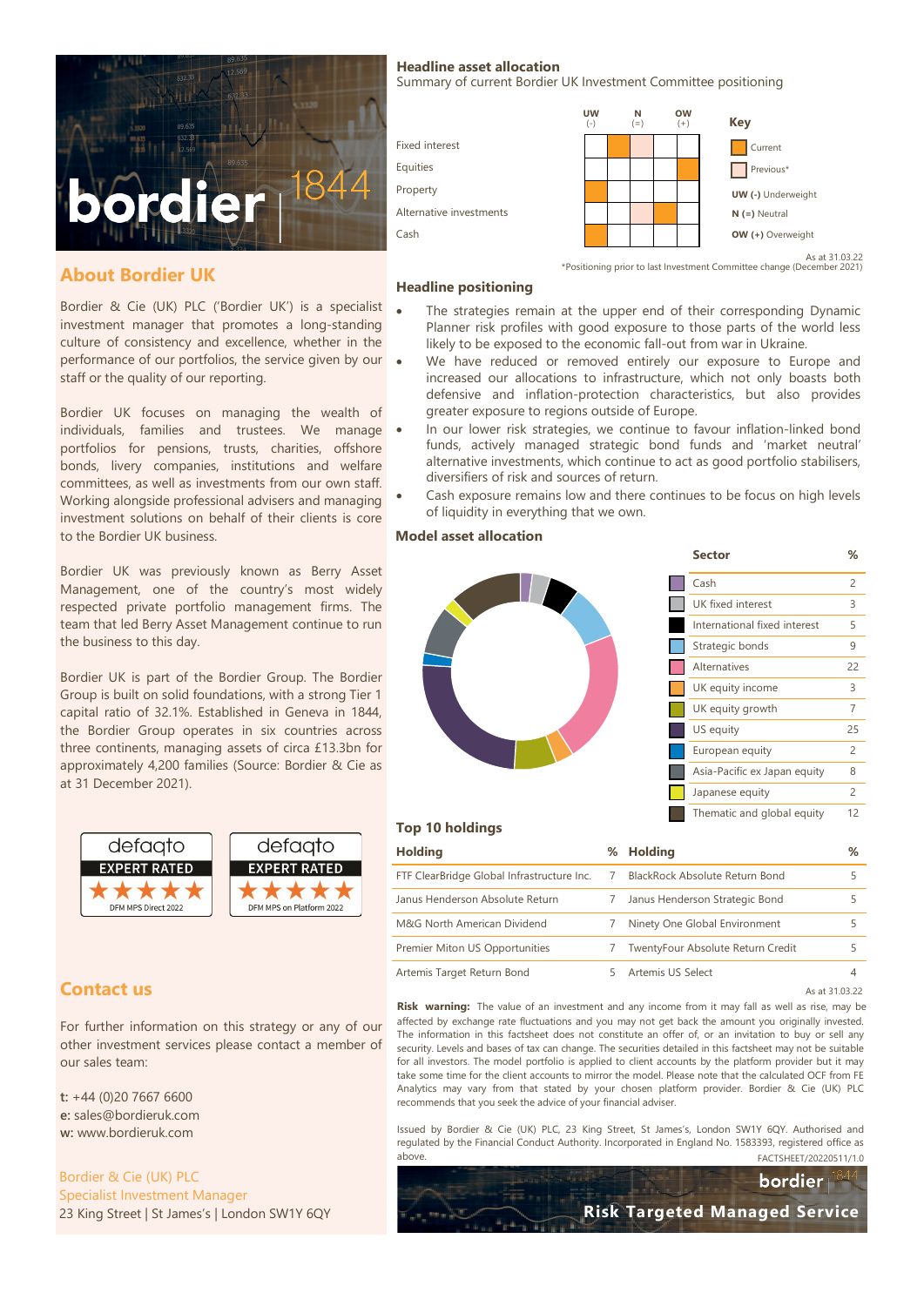## About Bordier UK

Bordier & Cie (UK) PLC ('Bordier UK') is a specialist investment manager that promotes a long-standing culture of consistency and excellence, whether in the performance of our portfolios, the service given by our staff or the quality of our reporting.

Bordier UK focuses on managing the wealth of individuals, families and trustees. We manage portfolios for pensions, trusts, charities, offshore bonds, livery companies, institutions and welfare committees, as well as investments from our own staff. Working alongside professional advisers and managing investment solutions on behalf of their clients is core to the Bordier UK business.

Bordier UK was previously known as Berry Asset Management, one of the country's most widely respected private portfolio management firms. The team that led Berry Asset Management continue to run the business to this day.

Bordier UK is part of the Bordier Group. The Bordier Group is built on solid foundations, with a strong Tier 1 capital ratio of 32.1%. Established in Geneva in 1844, the Bordier Group operates in six countries across three continents, managing assets of circa £13.3bn for approximately 4,200 families (Source: Bordier & Cie as at 31 December 2021).

defaqto EXPERT RATED DFM MPS Direct 2022

defaqto EXPERT RATED DFM MPS on Platform 2022

## Contact us

For further information on this strategy or any of our other investment services please contact a member of our sales team:

**t:** +44 (0)20 7667 6600
**e:** sales@bordieruk.com
**w:** www.bordieruk.com

Bordier & Cie (UK) PLC
Specialist Investment Manager
23 King Street | St James's | London SW1Y 6QY

### Headline asset allocation

Summary of current Bordier UK Investment Committee positioning

UW (-) N (=) OW (+)

Fixed interest
Equities
Property
Alternative investments
Cash

Key: Current, Previous*

UW (-) Underweight
N (=) Neutral
OW (+) Overweight

As at 31.03.22
*Positioning prior to last Investment Committee change (December 2021)

### Headline positioning

- The strategies remain at the upper end of their corresponding Dynamic Planner risk profiles with good exposure to those parts of the world less likely to be exposed to the economic fall-out from war in Ukraine.
- We have reduced or removed entirely our exposure to Europe and increased our allocations to infrastructure, which not only boasts both defensive and inflation-protection characteristics, but also provides greater exposure to regions outside of Europe.
- In our lower risk strategies, we continue to favour inflation-linked bond funds, actively managed strategic bond funds and 'market neutral' alternative investments, which continue to act as good portfolio stabilisers, diversifiers of risk and sources of return.
- Cash exposure remains low and there continues to be focus on high levels of liquidity in everything that we own.

### Model asset allocation

| Sector | % |
|---|---|
| Cash | 2 |
| UK fixed interest | 3 |
| International fixed interest | 5 |
| Strategic bonds | 9 |
| Alternatives | 22 |
| UK equity income | 3 |
| UK equity growth | 7 |
| US equity | 25 |
| European equity | 2 |
| Asia-Pacific ex Japan equity | 8 |
| Japanese equity | 2 |
| Thematic and global equity | 12 |

### Top 10 holdings

| Holding | % | Holding | % |
|---|---|---|---|
| FTF ClearBridge Global Infrastructure Inc. | 7 | BlackRock Absolute Return Bond | 5 |
| Janus Henderson Absolute Return | 7 | Janus Henderson Strategic Bond | 5 |
| M&G North American Dividend | 7 | Ninety One Global Environment | 5 |
| Premier Miton US Opportunities | 7 | TwentyFour Absolute Return Credit | 5 |
| Artemis Target Return Bond | 5 | Artemis US Select | 4 |

As at 31.03.22

**Risk warning:** The value of an investment and any income from it may fall as well as rise, may be affected by exchange rate fluctuations and you may not get back the amount you originally invested. The information in this factsheet does not constitute an offer of, or an invitation to buy or sell any security. Levels and bases of tax can change. The securities detailed in this factsheet may not be suitable for all investors. The model portfolio is applied to client accounts by the platform provider but it may take some time for the client accounts to mirror the model. Please note that the calculated OCF from FE Analytics may vary from that stated by your chosen platform provider. Bordier & Cie (UK) PLC recommends that you seek the advice of your financial adviser.

Issued by Bordier & Cie (UK) PLC, 23 King Street, St James's, London SW1Y 6QY. Authorised and regulated by the Financial Conduct Authority. Incorporated in England No. 1583393, registered office as above.

FACTSHEET/20220511/1.0

bordier 1844
Risk Targeted Managed Service